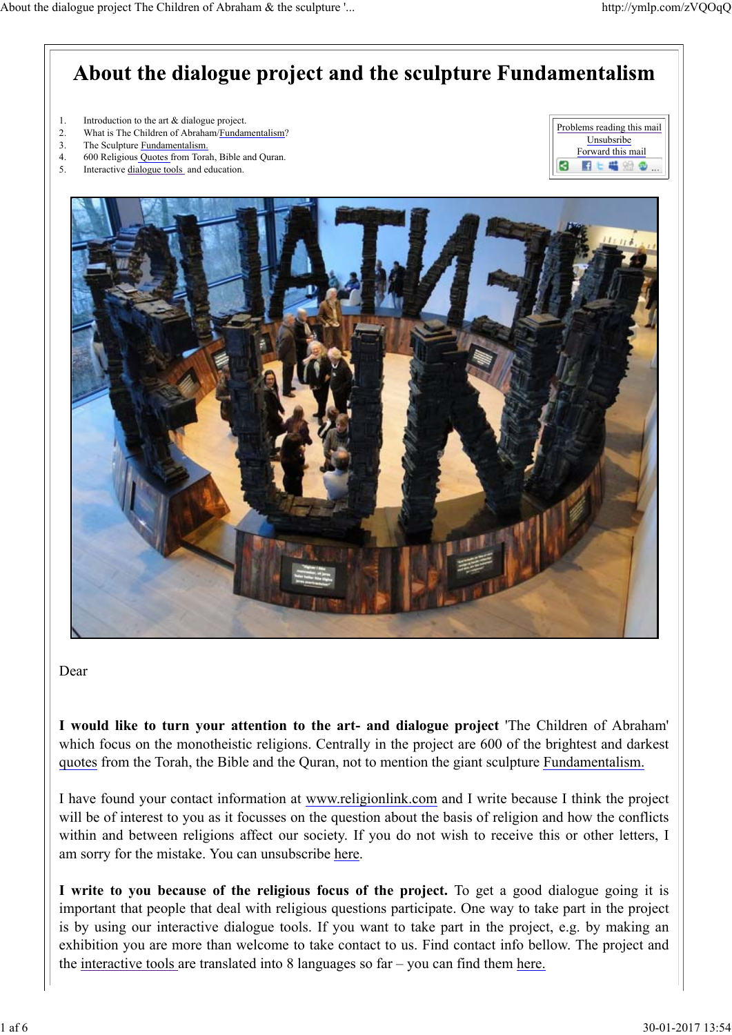# About the dialogue project and the sculpture Fundamentalism

1. Introduction to the art & dialogue project.
2. What is The Children of Abraham/Fundamentalism?
3. The Sculpture Fundamentalism.
4. 600 Religious Quotes from Torah, Bible and Quran.
5. Interactive dialogue tools and education.

Problems reading this mail
Unsubsribe
Forward this mail

Dear

**I would like to turn your attention to the art- and dialogue project** 'The Children of Abraham' which focus on the monotheistic religions. Centrally in the project are 600 of the brightest and darkest quotes from the Torah, the Bible and the Quran, not to mention the giant sculpture Fundamentalism.

I have found your contact information at www.religionlink.com and I write because I think the project will be of interest to you as it focusses on the question about the basis of religion and how the conflicts within and between religions affect our society. If you do not wish to receive this or other letters, I am sorry for the mistake. You can unsubscribe here.

**I write to you because of the religious focus of the project.** To get a good dialogue going it is important that people that deal with religious questions participate. One way to take part in the project is by using our interactive dialogue tools. If you want to take part in the project, e.g. by making an exhibition you are more than welcome to take contact to us. Find contact info bellow. The project and the interactive tools are translated into 8 languages so far – you can find them here.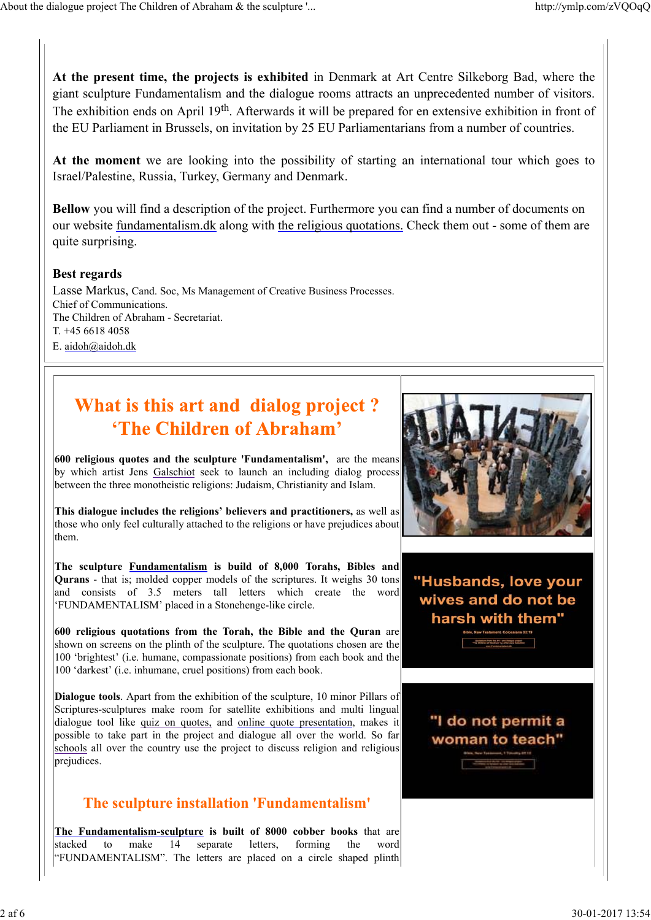**At the present time, the projects is exhibited** in Denmark at Art Centre Silkeborg Bad, where the giant sculpture Fundamentalism and the dialogue rooms attracts an unprecedented number of visitors. The exhibition ends on April 19th. Afterwards it will be prepared for en extensive exhibition in front of the EU Parliament in Brussels, on invitation by 25 EU Parliamentarians from a number of countries.

**At the moment** we are looking into the possibility of starting an international tour which goes to Israel/Palestine, Russia, Turkey, Germany and Denmark.

**Bellow** you will find a description of the project. Furthermore you can find a number of documents on our website fundamentalism.dk along with the religious quotations. Check them out - some of them are quite surprising.

**Best regards**

Lasse Markus, Cand. Soc, Ms Management of Creative Business Processes.
Chief of Communications.
The Children of Abraham - Secretariat.
T. +45 6618 4058
E. aidoh@aidoh.dk

## What is this art and dialog project ? 'The Children of Abraham'

**600 religious quotes and the sculpture 'Fundamentalism',** are the means by which artist Jens Galschiot seek to launch an including dialog process between the three monotheistic religions: Judaism, Christianity and Islam.

**This dialogue includes the religions' believers and practitioners,** as well as those who only feel culturally attached to the religions or have prejudices about them.

**The sculpture Fundamentalism is build of 8,000 Torahs, Bibles and Qurans** - that is; molded copper models of the scriptures. It weighs 30 tons and consists of 3.5 meters tall letters which create the word 'FUNDAMENTALISM' placed in a Stonehenge-like circle.

**600 religious quotations from the Torah, the Bible and the Quran** are shown on screens on the plinth of the sculpture. The quotations chosen are the 100 'brightest' (i.e. humane, compassionate positions) from each book and the 100 'darkest' (i.e. inhumane, cruel positions) from each book.

**Dialogue tools**. Apart from the exhibition of the sculpture, 10 minor Pillars of Scriptures-sculptures make room for satellite exhibitions and multi lingual dialogue tool like quiz on quotes, and online quote presentation, makes it possible to take part in the project and dialogue all over the world. So far schools all over the country use the project to discuss religion and religious prejudices.

"Husbands, love your wives and do not be harsh with them"
Bible, New Testament, Colossians 03:19

"I do not permit a woman to teach"
Bible, New Testament, 1 Timothy 02:12

## The sculpture installation 'Fundamentalism'

**The Fundamentalism-sculpture is built of 8000 cobber books** that are stacked to make 14 separate letters, forming the word "FUNDAMENTALISM". The letters are placed on a circle shaped plinth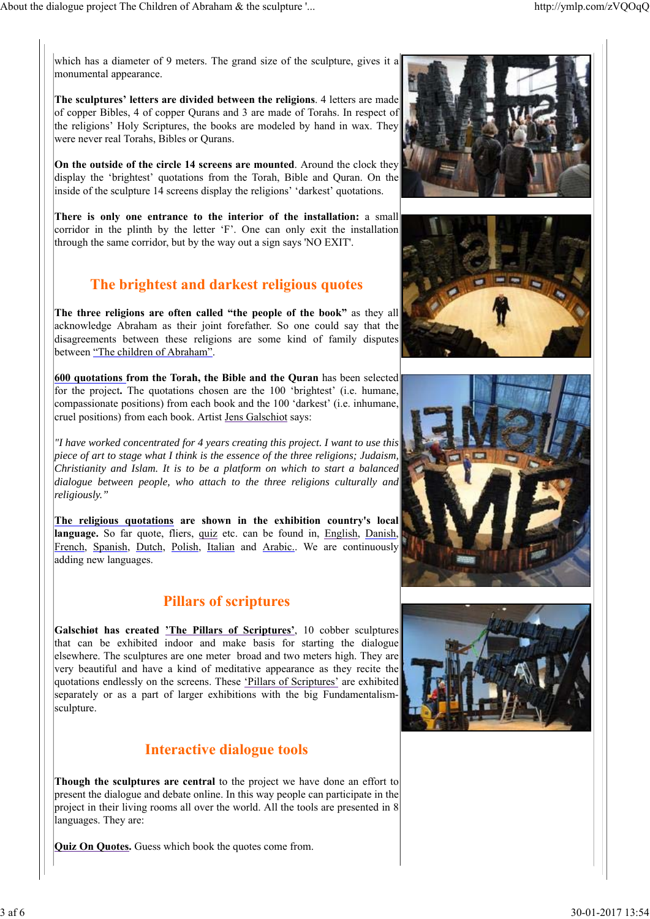which has a diameter of 9 meters. The grand size of the sculpture, gives it a monumental appearance.

**The sculptures' letters are divided between the religions**. 4 letters are made of copper Bibles, 4 of copper Qurans and 3 are made of Torahs. In respect of the religions' Holy Scriptures, the books are modeled by hand in wax. They were never real Torahs, Bibles or Qurans.

**On the outside of the circle 14 screens are mounted**. Around the clock they display the 'brightest' quotations from the Torah, Bible and Quran. On the inside of the sculpture 14 screens display the religions' 'darkest' quotations.

**There is only one entrance to the interior of the installation:** a small corridor in the plinth by the letter 'F'. One can only exit the installation through the same corridor, but by the way out a sign says 'NO EXIT'.

## The brightest and darkest religious quotes

**The three religions are often called "the people of the book"** as they all acknowledge Abraham as their joint forefather. So one could say that the disagreements between these religions are some kind of family disputes between "The children of Abraham".

**600 quotations from the Torah, the Bible and the Quran** has been selected for the project**.** The quotations chosen are the 100 'brightest' (i.e. humane, compassionate positions) from each book and the 100 'darkest' (i.e. inhumane, cruel positions) from each book. Artist Jens Galschiot says:

*"I have worked concentrated for 4 years creating this project. I want to use this piece of art to stage what I think is the essence of the three religions; Judaism, Christianity and Islam. It is to be a platform on which to start a balanced dialogue between people, who attach to the three religions culturally and religiously."*

**The religious quotations are shown in the exhibition country's local language.** So far quote, fliers, quiz etc. can be found in, English, Danish, French, Spanish, Dutch, Polish, Italian and Arabic.. We are continuously adding new languages.

## Pillars of scriptures

**Galschiøt has created 'The Pillars of Scriptures'**, 10 cobber sculptures that can be exhibited indoor and make basis for starting the dialogue elsewhere. The sculptures are one meter broad and two meters high. They are very beautiful and have a kind of meditative appearance as they recite the quotations endlessly on the screens. These 'Pillars of Scriptures' are exhibited separately or as a part of larger exhibitions with the big Fundamentalism-sculpture.

## Interactive dialogue tools

**Though the sculptures are central** to the project we have done an effort to present the dialogue and debate online. In this way people can participate in the project in their living rooms all over the world. All the tools are presented in 8 languages. They are:

**Quiz On Quotes.** Guess which book the quotes come from.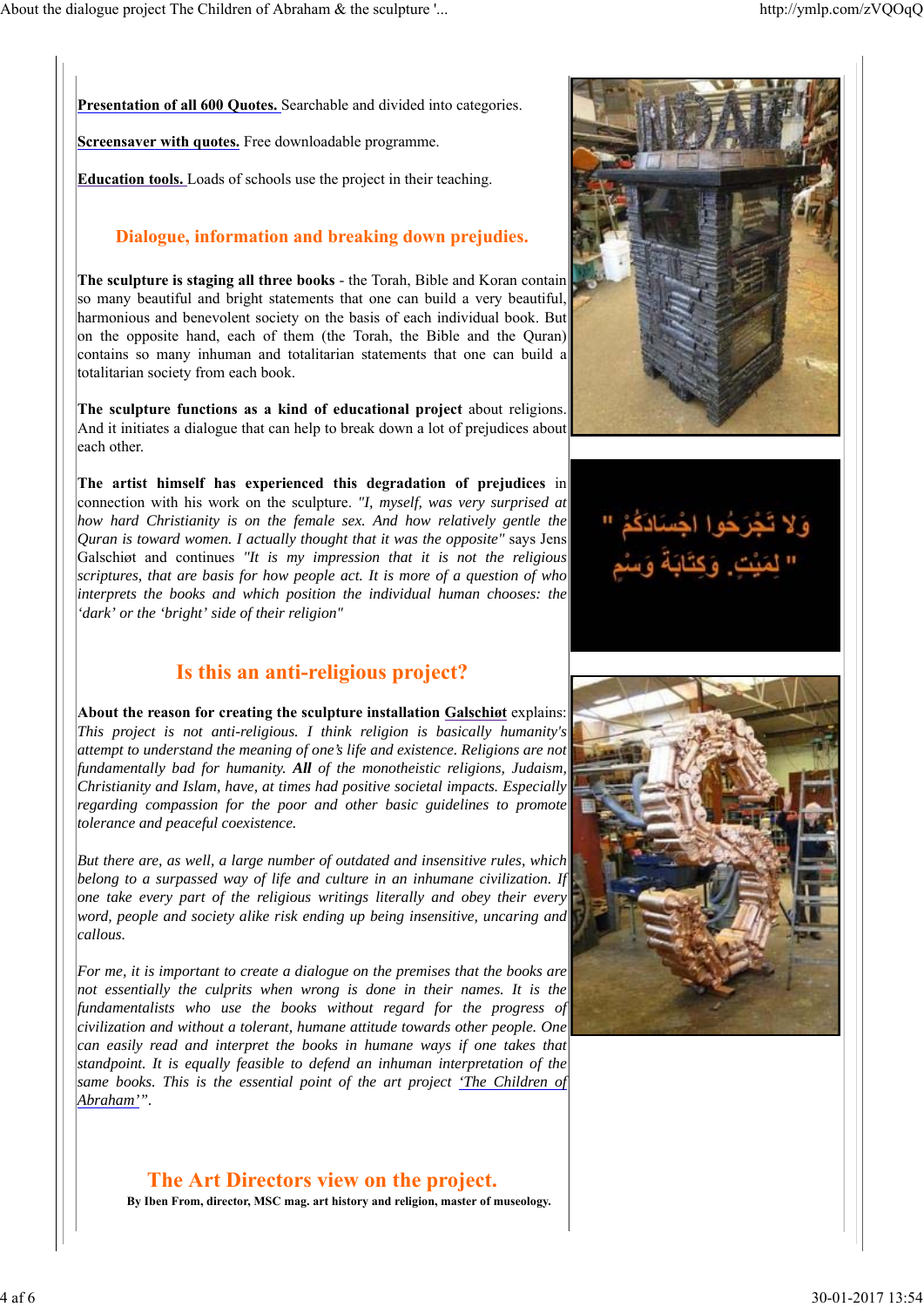**Presentation of all 600 Quotes.** Searchable and divided into categories.

**Screensaver with quotes.** Free downloadable programme.

**Education tools.** Loads of schools use the project in their teaching.

## Dialogue, information and breaking down prejudies.

**The sculpture is staging all three books** - the Torah, Bible and Koran contain so many beautiful and bright statements that one can build a very beautiful, harmonious and benevolent society on the basis of each individual book. But on the opposite hand, each of them (the Torah, the Bible and the Quran) contains so many inhuman and totalitarian statements that one can build a totalitarian society from each book.

**The sculpture functions as a kind of educational project** about religions. And it initiates a dialogue that can help to break down a lot of prejudices about each other.

**The artist himself has experienced this degradation of prejudices** in connection with his work on the sculpture. *"I, myself, was very surprised at how hard Christianity is on the female sex. And how relatively gentle the Quran is toward women. I actually thought that it was the opposite"* says Jens Galschiøt and continues *"It is my impression that it is not the religious scriptures, that are basis for how people act. It is more of a question of who interprets the books and which position the individual human chooses: the 'dark' or the 'bright' side of their religion"*

## Is this an anti-religious project?

**About the reason for creating the sculpture installation Galschiøt** explains: *This project is not anti-religious. I think religion is basically humanity's attempt to understand the meaning of one's life and existence. Religions are not fundamentally bad for humanity. **All** of the monotheistic religions, Judaism, Christianity and Islam, have, at times had positive societal impacts. Especially regarding compassion for the poor and other basic guidelines to promote tolerance and peaceful coexistence.*

*But there are, as well, a large number of outdated and insensitive rules, which belong to a surpassed way of life and culture in an inhumane civilization. If one take every part of the religious writings literally and obey their every word, people and society alike risk ending up being insensitive, uncaring and callous.*

*For me, it is important to create a dialogue on the premises that the books are not essentially the culprits when wrong is done in their names. It is the fundamentalists who use the books without regard for the progress of civilization and without a tolerant, humane attitude towards other people. One can easily read and interpret the books in humane ways if one takes that standpoint. It is equally feasible to defend an inhuman interpretation of the same books. This is the essential point of the art project 'The Children of Abraham'".*

## The Art Directors view on the project.

**By Iben From, director, MSC mag. art history and religion, master of museology.**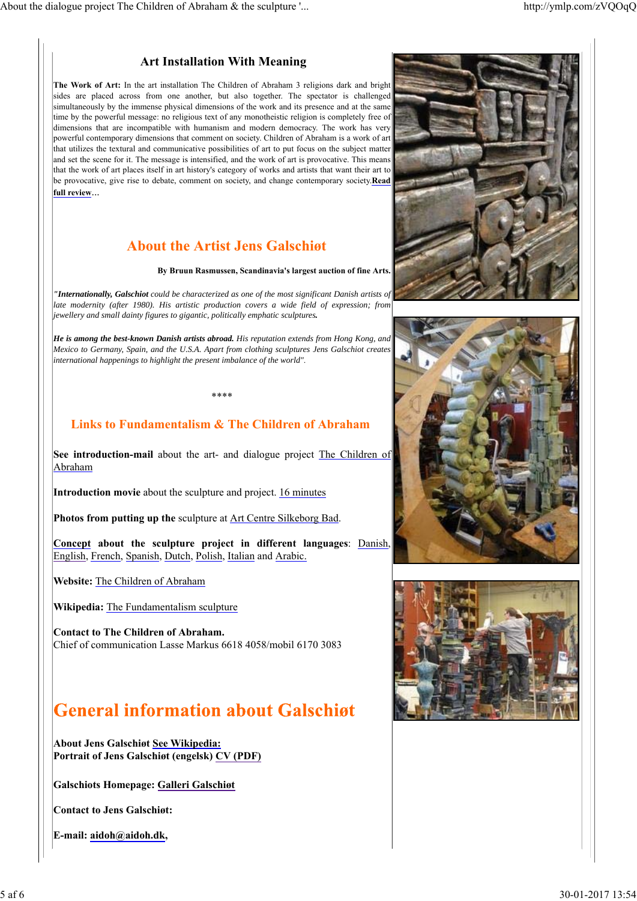## Art Installation With Meaning

**The Work of Art:** In the art installation The Children of Abraham 3 religions dark and bright sides are placed across from one another, but also together. The spectator is challenged simultaneously by the immense physical dimensions of the work and its presence and at the same time by the powerful message: no religious text of any monotheistic religion is completely free of dimensions that are incompatible with humanism and modern democracy. The work has very powerful contemporary dimensions that comment on society. Children of Abraham is a work of art that utilizes the textural and communicative possibilities of art to put focus on the subject matter and set the scene for it. The message is intensified, and the work of art is provocative. This means that the work of art places itself in art history's category of works and artists that want their art to be provocative, give rise to debate, comment on society, and change contemporary society.**Read full review**…

## About the Artist Jens Galschiøt

**By Bruun Rasmussen, Scandinavia's largest auction of fine Arts.**

*"**Internationally, Galschiot** could be characterized as one of the most significant Danish artists of late modernity (after 1980). His artistic production covers a wide field of expression; from jewellery and small dainty figures to gigantic, politically emphatic sculptures.*

***He is among the best-known Danish artists abroad.** His reputation extends from Hong Kong, and Mexico to Germany, Spain, and the U.S.A. Apart from clothing sculptures Jens Galschiot creates international happenings to highlight the present imbalance of the world".*

****

## Links to Fundamentalism & The Children of Abraham

**See introduction-mail** about the art- and dialogue project The Children of Abraham

**Introduction movie** about the sculpture and project. 16 minutes

**Photos from putting up the** sculpture at Art Centre Silkeborg Bad.

**Concept about the sculpture project in different languages**: Danish, English, French, Spanish, Dutch, Polish, Italian and Arabic.

**Website:** The Children of Abraham

**Wikipedia:** The Fundamentalism sculpture

**Contact to The Children of Abraham.**
Chief of communication Lasse Markus 6618 4058/mobil 6170 3083

# General information about Galschiøt

**About Jens Galschiøt See Wikipedia:**
**Portrait of Jens Galschiøt (engelsk) CV (PDF)**

**Galschiots Homepage: Galleri Galschiøt**

**Contact to Jens Galschiøt:**

**E-mail: aidoh@aidoh.dk,**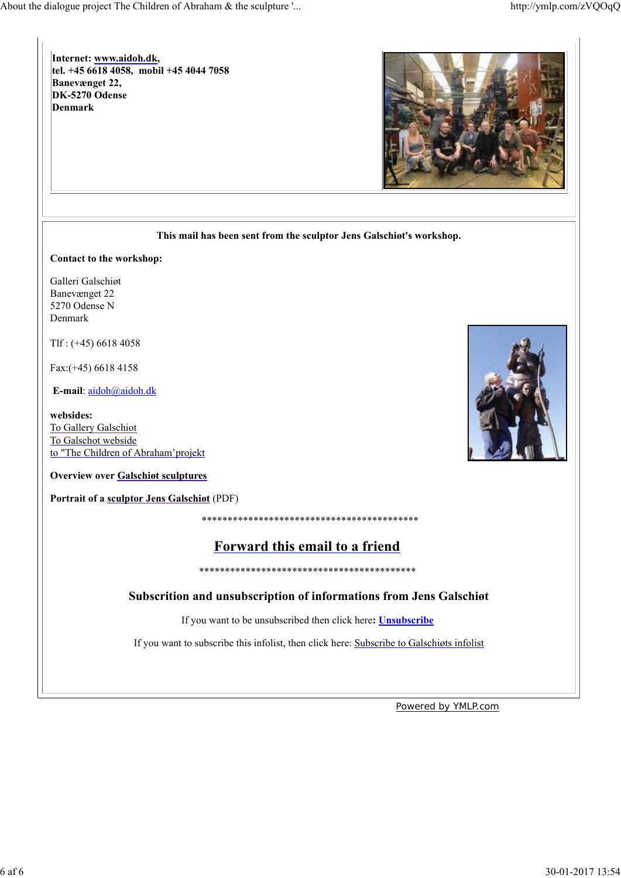**Internet: www.aidoh.dk,**
**tel. +45 6618 4058, mobil +45 4044 7058**
**Banevænget 22,**
**DK-5270 Odense**
**Denmark**

**This mail has been sent from the sculptor Jens Galschiøt's workshop.**

**Contact to the workshop:**

Galleri Galschiøt
Banevænget 22
5270 Odense N
Denmark

Tlf : (+45) 6618 4058

Fax:(+45) 6618 4158

**E-mail**: aidoh@aidoh.dk

**websides:**
To Gallery Galschiot
To Galschot webside
to "The Children of Abraham'projekt

**Overview over Galschiøt sculptures**

**Portrait of a sculptor Jens Galschiøt** (PDF)

******************************************

## Forward this email to a friend

******************************************

### Subscrition and unsubscription of informations from Jens Galschiøt

If you want to be unsubscribed then click here**: Unsubscribe**

If you want to subscribe this infolist, then click here: Subscribe to Galschiøts infolist

Powered by YMLP.com